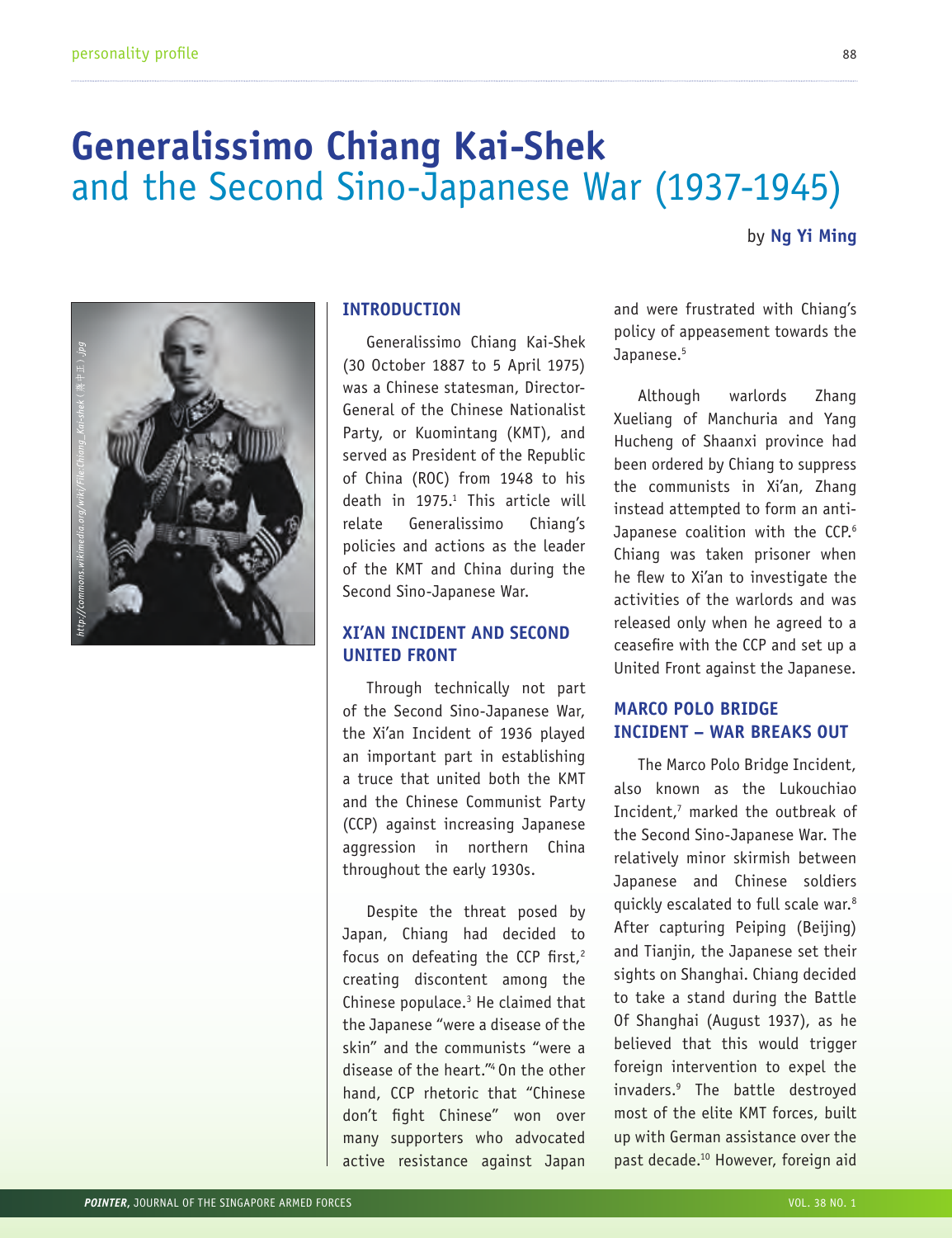# Generalissimo Chiang Kai-Shek and the Second Sino-Japanese War (1937-1945)

by **Ng Yi Ming**

http://commons.wikimedia.org/wiki/File:Chiang_Kai-shek（蔣中正）.jpg

## INTRODUCTION

Generalissimo Chiang Kai-Shek (30 October 1887 to 5 April 1975) was a Chinese statesman, Director-General of the Chinese Nationalist Party, or Kuomintang (KMT), and served as President of the Republic of China (ROC) from 1948 to his death in 1975.[1] This article will relate Generalissimo Chiang's policies and actions as the leader of the KMT and China during the Second Sino-Japanese War.

## XI'AN INCIDENT AND SECOND UNITED FRONT

Through technically not part of the Second Sino-Japanese War, the Xi'an Incident of 1936 played an important part in establishing a truce that united both the KMT and the Chinese Communist Party (CCP) against increasing Japanese aggression in northern China throughout the early 1930s.

Despite the threat posed by Japan, Chiang had decided to focus on defeating the CCP first,[2] creating discontent among the Chinese populace.[3] He claimed that the Japanese "were a disease of the skin" and the communists "were a disease of the heart."[4] On the other hand, CCP rhetoric that "Chinese don't fight Chinese" won over many supporters who advocated active resistance against Japan and were frustrated with Chiang's policy of appeasement towards the Japanese.[5]

Although warlords Zhang Xueliang of Manchuria and Yang Hucheng of Shaanxi province had been ordered by Chiang to suppress the communists in Xi'an, Zhang instead attempted to form an anti-Japanese coalition with the CCP.[6] Chiang was taken prisoner when he flew to Xi'an to investigate the activities of the warlords and was released only when he agreed to a ceasefire with the CCP and set up a United Front against the Japanese.

## MARCO POLO BRIDGE INCIDENT – WAR BREAKS OUT

The Marco Polo Bridge Incident, also known as the Lukouchiao Incident,[7] marked the outbreak of the Second Sino-Japanese War. The relatively minor skirmish between Japanese and Chinese soldiers quickly escalated to full scale war.[8] After capturing Peiping (Beijing) and Tianjin, the Japanese set their sights on Shanghai. Chiang decided to take a stand during the Battle Of Shanghai (August 1937), as he believed that this would trigger foreign intervention to expel the invaders.[9] The battle destroyed most of the elite KMT forces, built up with German assistance over the past decade.[10] However, foreign aid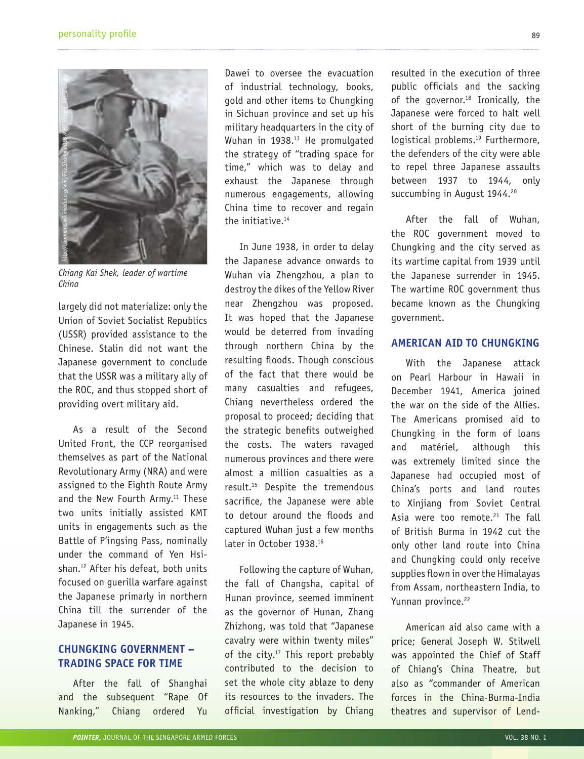Chiang Kai Shek, leader of wartime China

largely did not materialize: only the Union of Soviet Socialist Republics (USSR) provided assistance to the Chinese. Stalin did not want the Japanese government to conclude that the USSR was a military ally of the ROC, and thus stopped short of providing overt military aid.

As a result of the Second United Front, the CCP reorganised themselves as part of the National Revolutionary Army (NRA) and were assigned to the Eighth Route Army and the New Fourth Army.[11] These two units initially assisted KMT units in engagements such as the Battle of P'ingsing Pass, nominally under the command of Yen Hsi-shan.[12] After his defeat, both units focused on guerilla warfare against the Japanese primarly in northern China till the surrender of the Japanese in 1945.

## CHUNGKING GOVERNMENT – TRADING SPACE FOR TIME

After the fall of Shanghai and the subsequent "Rape Of Nanking," Chiang ordered Yu Dawei to oversee the evacuation of industrial technology, books, gold and other items to Chungking in Sichuan province and set up his military headquarters in the city of Wuhan in 1938.[13] He promulgated the strategy of "trading space for time," which was to delay and exhaust the Japanese through numerous engagements, allowing China time to recover and regain the initiative.[14]

In June 1938, in order to delay the Japanese advance onwards to Wuhan via Zhengzhou, a plan to destroy the dikes of the Yellow River near Zhengzhou was proposed. It was hoped that the Japanese would be deterred from invading through northern China by the resulting floods. Though conscious of the fact that there would be many casualties and refugees, Chiang nevertheless ordered the proposal to proceed; deciding that the strategic benefits outweighed the costs. The waters ravaged numerous provinces and there were almost a million casualties as a result.[15] Despite the tremendous sacrifice, the Japanese were able to detour around the floods and captured Wuhan just a few months later in October 1938.[16]

Following the capture of Wuhan, the fall of Changsha, capital of Hunan province, seemed imminent as the governor of Hunan, Zhang Zhizhong, was told that "Japanese cavalry were within twenty miles" of the city.[17] This report probably contributed to the decision to set the whole city ablaze to deny its resources to the invaders. The official investigation by Chiang resulted in the execution of three public officials and the sacking of the governor.[18] Ironically, the Japanese were forced to halt well short of the burning city due to logistical problems.[19] Furthermore, the defenders of the city were able to repel three Japanese assaults between 1937 to 1944, only succumbing in August 1944.[20]

After the fall of Wuhan, the ROC government moved to Chungking and the city served as its wartime capital from 1939 until the Japanese surrender in 1945. The wartime ROC government thus became known as the Chungking government.

## AMERICAN AID TO CHUNGKING

With the Japanese attack on Pearl Harbour in Hawaii in December 1941, America joined the war on the side of the Allies. The Americans promised aid to Chungking in the form of loans and matériel, although this was extremely limited since the Japanese had occupied most of China's ports and land routes to Xinjiang from Soviet Central Asia were too remote.[21] The fall of British Burma in 1942 cut the only other land route into China and Chungking could only receive supplies flown in over the Himalayas from Assam, northeastern India, to Yunnan province.[22]

American aid also came with a price; General Joseph W. Stilwell was appointed the Chief of Staff of Chiang's China Theatre, but also as "commander of American forces in the China-Burma-India theatres and supervisor of Lend-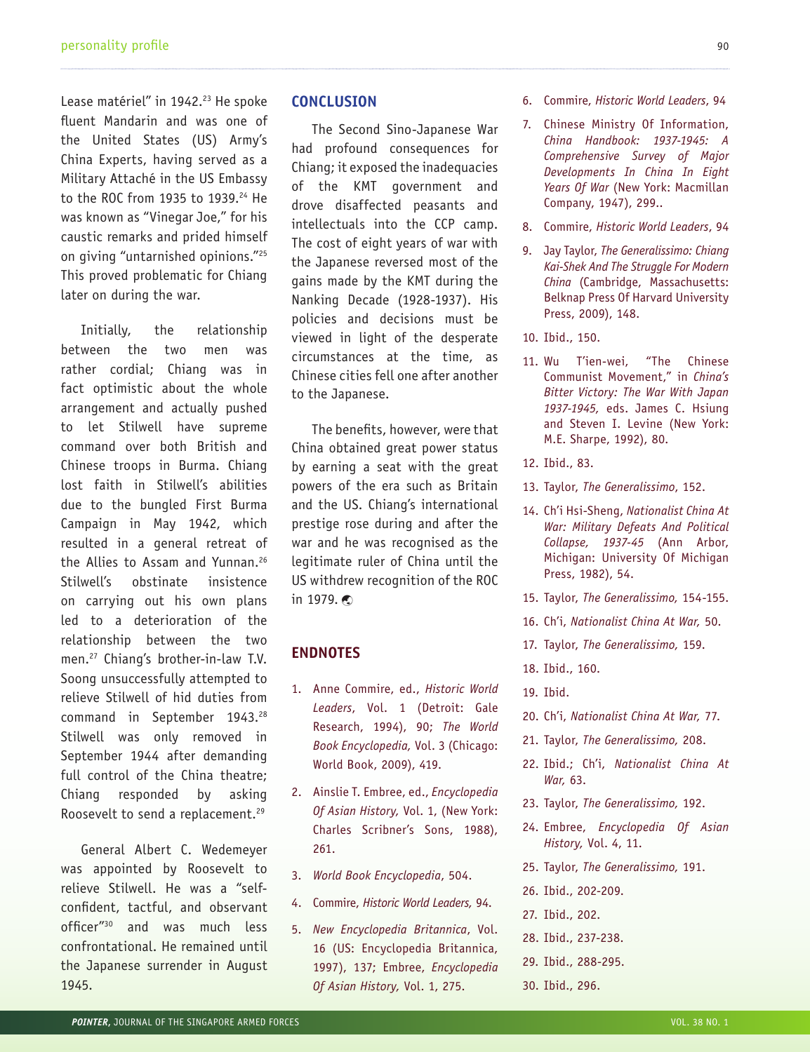Lease matériel" in 1942.[23] He spoke fluent Mandarin and was one of the United States (US) Army's China Experts, having served as a Military Attaché in the US Embassy to the ROC from 1935 to 1939.[24] He was known as "Vinegar Joe," for his caustic remarks and prided himself on giving "untarnished opinions."[25] This proved problematic for Chiang later on during the war.

Initially, the relationship between the two men was rather cordial; Chiang was in fact optimistic about the whole arrangement and actually pushed to let Stilwell have supreme command over both British and Chinese troops in Burma. Chiang lost faith in Stilwell's abilities due to the bungled First Burma Campaign in May 1942, which resulted in a general retreat of the Allies to Assam and Yunnan.[26] Stilwell's obstinate insistence on carrying out his own plans led to a deterioration of the relationship between the two men.[27] Chiang's brother-in-law T.V. Soong unsuccessfully attempted to relieve Stilwell of hid duties from command in September 1943.[28] Stilwell was only removed in September 1944 after demanding full control of the China theatre; Chiang responded by asking Roosevelt to send a replacement.[29]

General Albert C. Wedemeyer was appointed by Roosevelt to relieve Stilwell. He was a "self-confident, tactful, and observant officer"[30] and was much less confrontational. He remained until the Japanese surrender in August 1945.

## CONCLUSION

The Second Sino-Japanese War had profound consequences for Chiang; it exposed the inadequacies of the KMT government and drove disaffected peasants and intellectuals into the CCP camp. The cost of eight years of war with the Japanese reversed most of the gains made by the KMT during the Nanking Decade (1928-1937). His policies and decisions must be viewed in light of the desperate circumstances at the time, as Chinese cities fell one after another to the Japanese.

The benefits, however, were that China obtained great power status by earning a seat with the great powers of the era such as Britain and the US. Chiang's international prestige rose during and after the war and he was recognised as the legitimate ruler of China until the US withdrew recognition of the ROC in 1979.

## ENDNOTES

1. Anne Commire, ed., *Historic World Leaders*, Vol. 1 (Detroit: Gale Research, 1994), 90; *The World Book Encyclopedia,* Vol. 3 (Chicago: World Book, 2009), 419.
2. Ainslie T. Embree, ed., *Encyclopedia Of Asian History,* Vol. 1, (New York: Charles Scribner's Sons, 1988), 261.
3. *World Book Encyclopedia*, 504.
4. Commire, *Historic World Leaders,* 94.
5. *New Encyclopedia Britannica*, Vol. 16 (US: Encyclopedia Britannica, 1997), 137; Embree, *Encyclopedia Of Asian History,* Vol. 1, 275.
6. Commire, *Historic World Leaders,* 94
7. Chinese Ministry Of Information, *China Handbook: 1937-1945: A Comprehensive Survey of Major Developments In China In Eight Years Of War* (New York: Macmillan Company, 1947), 299..
8. Commire, *Historic World Leaders*, 94
9. Jay Taylor, *The Generalissimo: Chiang Kai-Shek And The Struggle For Modern China* (Cambridge, Massachusetts: Belknap Press Of Harvard University Press, 2009), 148.
10. Ibid., 150.
11. Wu T'ien-wei, "The Chinese Communist Movement," in *China's Bitter Victory: The War With Japan 1937-1945,* eds. James C. Hsiung and Steven I. Levine (New York: M.E. Sharpe, 1992), 80.
12. Ibid., 83.
13. Taylor, *The Generalissimo*, 152.
14. Ch'i Hsi-Sheng, *Nationalist China At War: Military Defeats And Political Collapse, 1937-45* (Ann Arbor, Michigan: University Of Michigan Press, 1982), 54.
15. Taylor, *The Generalissimo,* 154-155.
16. Ch'i, *Nationalist China At War,* 50.
17. Taylor, *The Generalissimo,* 159.
18. Ibid., 160.
19. Ibid.
20. Ch'i, *Nationalist China At War,* 77.
21. Taylor, *The Generalissimo,* 208.
22. Ibid.; Ch'i, *Nationalist China At War,* 63.
23. Taylor, *The Generalissimo,* 192.
24. Embree, *Encyclopedia Of Asian History,* Vol. 4, 11.
25. Taylor, *The Generalissimo,* 191.
26. Ibid., 202-209.
27. Ibid., 202.
28. Ibid., 237-238.
29. Ibid., 288-295.
30. Ibid., 296.